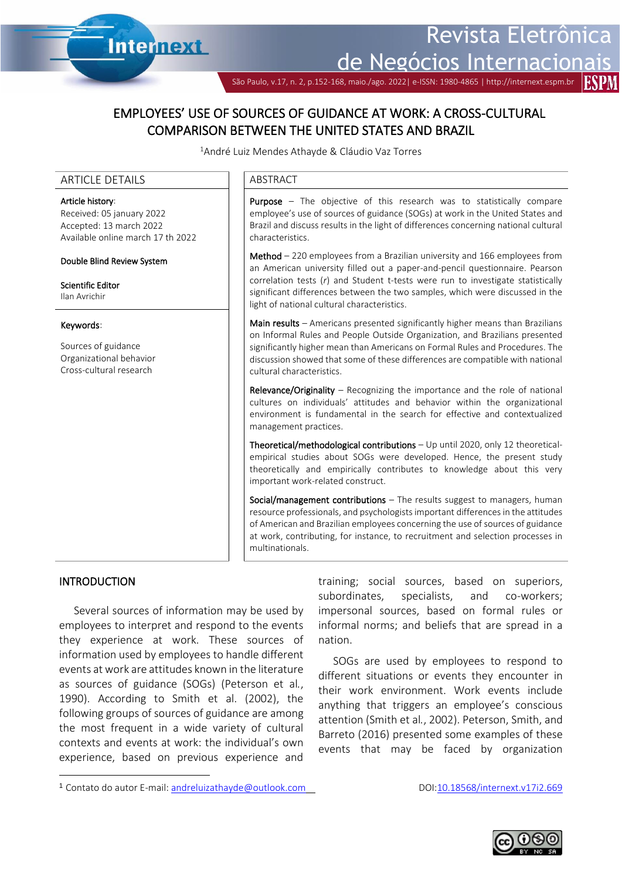# EMPLOYEES' USE OF SOURCES OF GUIDANCE AT WORK: A CROSS-CULTURAL COMPARISON BETWEEN THE UNITED STATES AND BRAZIL

[1]André Luiz Mendes Athayde & Cláudio Vaz Torres

## ARTICLE DETAILS

**Article history**:
Received: 05 january 2022
Accepted: 13 march 2022
Available online march 17 th 2022

**Double Blind Review System**

**Scientific Editor**
Ilan Avrichir

**Keywords**:

Sources of guidance
Organizational behavior
Cross-cultural research

## ABSTRACT

**Purpose** – The objective of this research was to statistically compare employee's use of sources of guidance (SOGs) at work in the United States and Brazil and discuss results in the light of differences concerning national cultural characteristics.

**Method** – 220 employees from a Brazilian university and 166 employees from an American university filled out a paper-and-pencil questionnaire. Pearson correlation tests (*r*) and Student t-tests were run to investigate statistically significant differences between the two samples, which were discussed in the light of national cultural characteristics.

**Main results** – Americans presented significantly higher means than Brazilians on Informal Rules and People Outside Organization, and Brazilians presented significantly higher mean than Americans on Formal Rules and Procedures. The discussion showed that some of these differences are compatible with national cultural characteristics.

**Relevance/Originality** – Recognizing the importance and the role of national cultures on individuals' attitudes and behavior within the organizational environment is fundamental in the search for effective and contextualized management practices.

**Theoretical/methodological contributions** – Up until 2020, only 12 theoretical-empirical studies about SOGs were developed. Hence, the present study theoretically and empirically contributes to knowledge about this very important work-related construct.

**Social/management contributions** – The results suggest to managers, human resource professionals, and psychologists important differences in the attitudes of American and Brazilian employees concerning the use of sources of guidance at work, contributing, for instance, to recruitment and selection processes in multinationals.

## INTRODUCTION

Several sources of information may be used by employees to interpret and respond to the events they experience at work. These sources of information used by employees to handle different events at work are attitudes known in the literature as sources of guidance (SOGs) (Peterson et al., 1990). According to Smith et al. (2002), the following groups of sources of guidance are among the most frequent in a wide variety of cultural contexts and events at work: the individual's own experience, based on previous experience and training; social sources, based on superiors, subordinates, specialists, and co-workers; impersonal sources, based on formal rules or informal norms; and beliefs that are spread in a nation.

SOGs are used by employees to respond to different situations or events they encounter in their work environment. Work events include anything that triggers an employee's conscious attention (Smith et al., 2002). Peterson, Smith, and Barreto (2016) presented some examples of these events that may be faced by organization

[1] Contato do autor E-mail: andreluizathayde@outlook.com

DOI:10.18568/internext.v17i2.669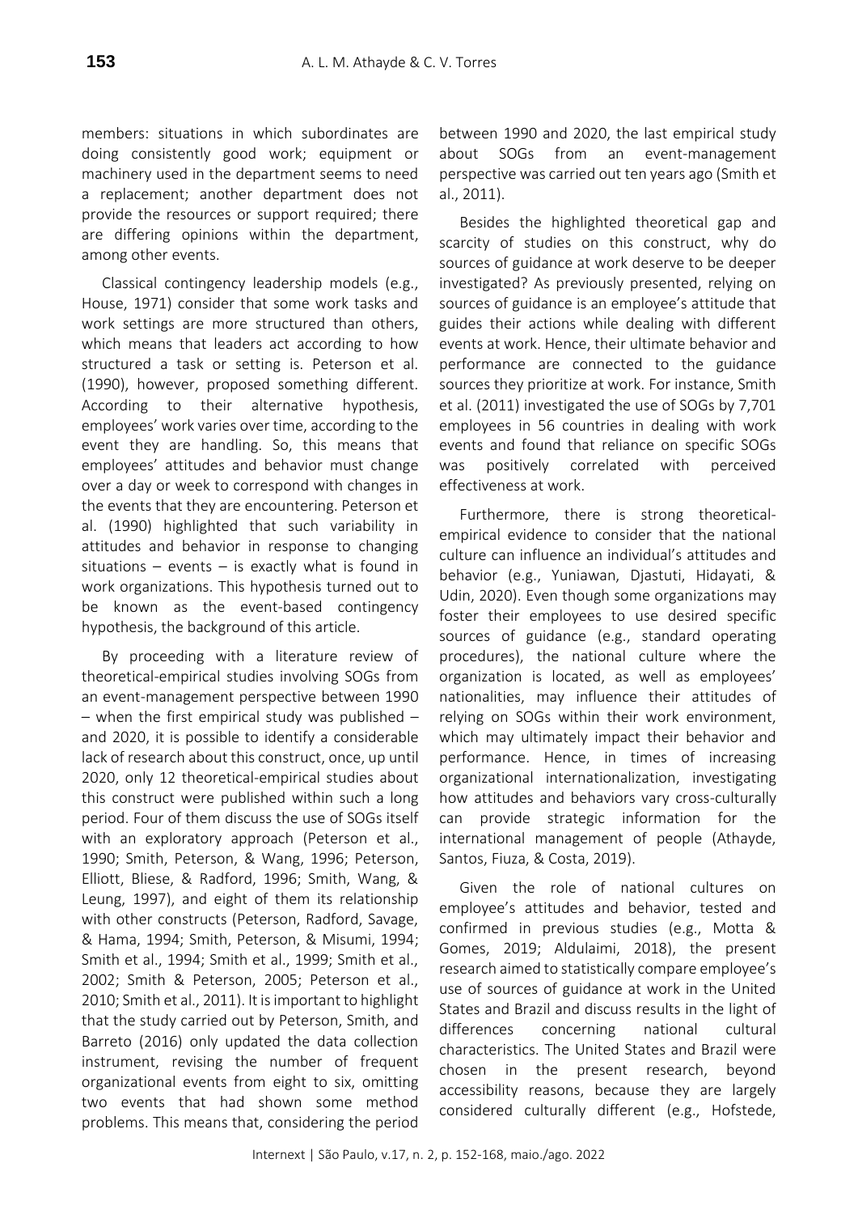members: situations in which subordinates are doing consistently good work; equipment or machinery used in the department seems to need a replacement; another department does not provide the resources or support required; there are differing opinions within the department, among other events.

Classical contingency leadership models (e.g., House, 1971) consider that some work tasks and work settings are more structured than others, which means that leaders act according to how structured a task or setting is. Peterson et al. (1990), however, proposed something different. According to their alternative hypothesis, employees' work varies over time, according to the event they are handling. So, this means that employees' attitudes and behavior must change over a day or week to correspond with changes in the events that they are encountering. Peterson et al. (1990) highlighted that such variability in attitudes and behavior in response to changing situations – events – is exactly what is found in work organizations. This hypothesis turned out to be known as the event-based contingency hypothesis, the background of this article.

By proceeding with a literature review of theoretical-empirical studies involving SOGs from an event-management perspective between 1990 – when the first empirical study was published – and 2020, it is possible to identify a considerable lack of research about this construct, once, up until 2020, only 12 theoretical-empirical studies about this construct were published within such a long period. Four of them discuss the use of SOGs itself with an exploratory approach (Peterson et al., 1990; Smith, Peterson, & Wang, 1996; Peterson, Elliott, Bliese, & Radford, 1996; Smith, Wang, & Leung, 1997), and eight of them its relationship with other constructs (Peterson, Radford, Savage, & Hama, 1994; Smith, Peterson, & Misumi, 1994; Smith et al., 1994; Smith et al., 1999; Smith et al., 2002; Smith & Peterson, 2005; Peterson et al., 2010; Smith et al., 2011). It is important to highlight that the study carried out by Peterson, Smith, and Barreto (2016) only updated the data collection instrument, revising the number of frequent organizational events from eight to six, omitting two events that had shown some method problems. This means that, considering the period between 1990 and 2020, the last empirical study about SOGs from an event-management perspective was carried out ten years ago (Smith et al., 2011).

Besides the highlighted theoretical gap and scarcity of studies on this construct, why do sources of guidance at work deserve to be deeper investigated? As previously presented, relying on sources of guidance is an employee's attitude that guides their actions while dealing with different events at work. Hence, their ultimate behavior and performance are connected to the guidance sources they prioritize at work. For instance, Smith et al. (2011) investigated the use of SOGs by 7,701 employees in 56 countries in dealing with work events and found that reliance on specific SOGs was positively correlated with perceived effectiveness at work.

Furthermore, there is strong theoretical-empirical evidence to consider that the national culture can influence an individual's attitudes and behavior (e.g., Yuniawan, Djastuti, Hidayati, & Udin, 2020). Even though some organizations may foster their employees to use desired specific sources of guidance (e.g., standard operating procedures), the national culture where the organization is located, as well as employees' nationalities, may influence their attitudes of relying on SOGs within their work environment, which may ultimately impact their behavior and performance. Hence, in times of increasing organizational internationalization, investigating how attitudes and behaviors vary cross-culturally can provide strategic information for the international management of people (Athayde, Santos, Fiuza, & Costa, 2019).

Given the role of national cultures on employee's attitudes and behavior, tested and confirmed in previous studies (e.g., Motta & Gomes, 2019; Aldulaimi, 2018), the present research aimed to statistically compare employee's use of sources of guidance at work in the United States and Brazil and discuss results in the light of differences concerning national cultural characteristics. The United States and Brazil were chosen in the present research, beyond accessibility reasons, because they are largely considered culturally different (e.g., Hofstede,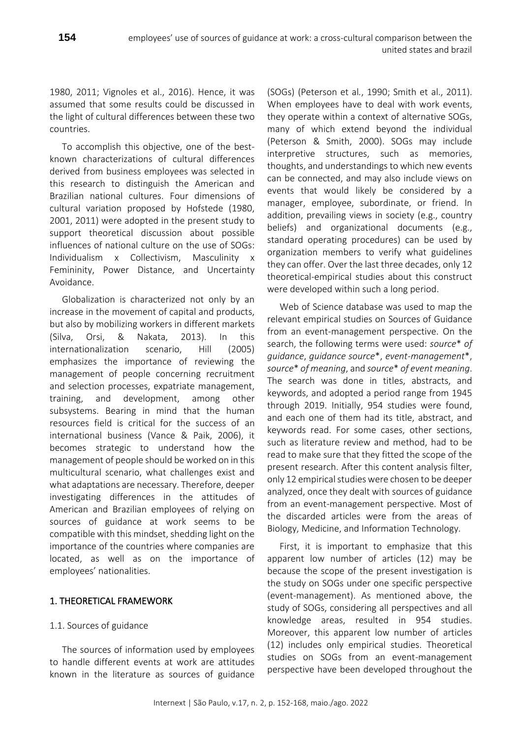1980, 2011; Vignoles et al., 2016). Hence, it was assumed that some results could be discussed in the light of cultural differences between these two countries.

To accomplish this objective, one of the best-known characterizations of cultural differences derived from business employees was selected in this research to distinguish the American and Brazilian national cultures. Four dimensions of cultural variation proposed by Hofstede (1980, 2001, 2011) were adopted in the present study to support theoretical discussion about possible influences of national culture on the use of SOGs: Individualism x Collectivism, Masculinity x Femininity, Power Distance, and Uncertainty Avoidance.

Globalization is characterized not only by an increase in the movement of capital and products, but also by mobilizing workers in different markets (Silva, Orsi, & Nakata, 2013). In this internationalization scenario, Hill (2005) emphasizes the importance of reviewing the management of people concerning recruitment and selection processes, expatriate management, training, and development, among other subsystems. Bearing in mind that the human resources field is critical for the success of an international business (Vance & Paik, 2006), it becomes strategic to understand how the management of people should be worked on in this multicultural scenario, what challenges exist and what adaptations are necessary. Therefore, deeper investigating differences in the attitudes of American and Brazilian employees of relying on sources of guidance at work seems to be compatible with this mindset, shedding light on the importance of the countries where companies are located, as well as on the importance of employees' nationalities.

## 1. THEORETICAL FRAMEWORK

### 1.1. Sources of guidance

The sources of information used by employees to handle different events at work are attitudes known in the literature as sources of guidance (SOGs) (Peterson et al., 1990; Smith et al., 2011). When employees have to deal with work events, they operate within a context of alternative SOGs, many of which extend beyond the individual (Peterson & Smith, 2000). SOGs may include interpretive structures, such as memories, thoughts, and understandings to which new events can be connected, and may also include views on events that would likely be considered by a manager, employee, subordinate, or friend. In addition, prevailing views in society (e.g., country beliefs) and organizational documents (e.g., standard operating procedures) can be used by organization members to verify what guidelines they can offer. Over the last three decades, only 12 theoretical-empirical studies about this construct were developed within such a long period.

Web of Science database was used to map the relevant empirical studies on Sources of Guidance from an event-management perspective. On the search, the following terms were used: *source* of guidance*, *guidance source**, *event-management**, *source* of meaning*, and *source* of event meaning*. The search was done in titles, abstracts, and keywords, and adopted a period range from 1945 through 2019. Initially, 954 studies were found, and each one of them had its title, abstract, and keywords read. For some cases, other sections, such as literature review and method, had to be read to make sure that they fitted the scope of the present research. After this content analysis filter, only 12 empirical studies were chosen to be deeper analyzed, once they dealt with sources of guidance from an event-management perspective. Most of the discarded articles were from the areas of Biology, Medicine, and Information Technology.

First, it is important to emphasize that this apparent low number of articles (12) may be because the scope of the present investigation is the study on SOGs under one specific perspective (event-management). As mentioned above, the study of SOGs, considering all perspectives and all knowledge areas, resulted in 954 studies. Moreover, this apparent low number of articles (12) includes only empirical studies. Theoretical studies on SOGs from an event-management perspective have been developed throughout the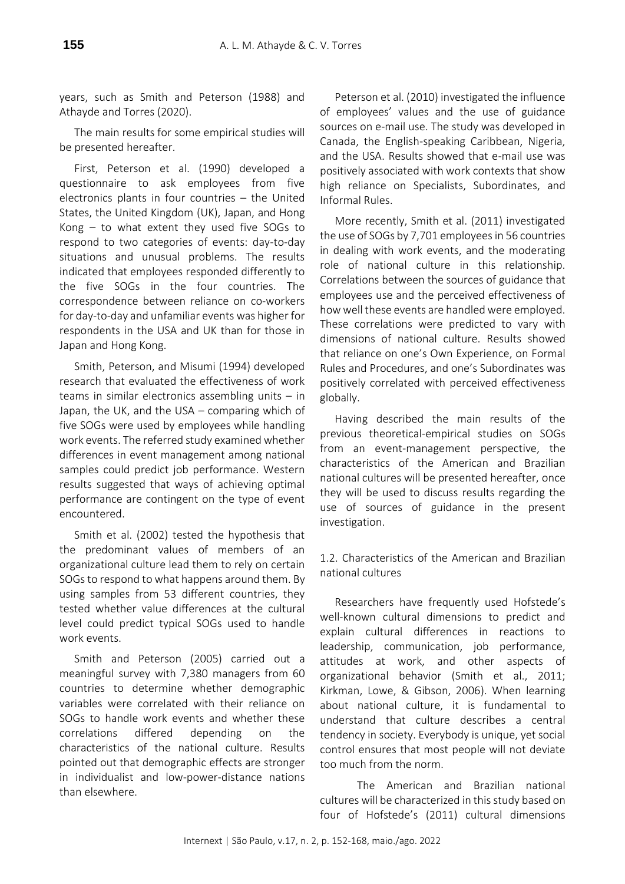years, such as Smith and Peterson (1988) and Athayde and Torres (2020).

The main results for some empirical studies will be presented hereafter.

First, Peterson et al. (1990) developed a questionnaire to ask employees from five electronics plants in four countries – the United States, the United Kingdom (UK), Japan, and Hong Kong – to what extent they used five SOGs to respond to two categories of events: day-to-day situations and unusual problems. The results indicated that employees responded differently to the five SOGs in the four countries. The correspondence between reliance on co-workers for day-to-day and unfamiliar events was higher for respondents in the USA and UK than for those in Japan and Hong Kong.

Smith, Peterson, and Misumi (1994) developed research that evaluated the effectiveness of work teams in similar electronics assembling units – in Japan, the UK, and the USA – comparing which of five SOGs were used by employees while handling work events. The referred study examined whether differences in event management among national samples could predict job performance. Western results suggested that ways of achieving optimal performance are contingent on the type of event encountered.

Smith et al. (2002) tested the hypothesis that the predominant values of members of an organizational culture lead them to rely on certain SOGs to respond to what happens around them. By using samples from 53 different countries, they tested whether value differences at the cultural level could predict typical SOGs used to handle work events.

Smith and Peterson (2005) carried out a meaningful survey with 7,380 managers from 60 countries to determine whether demographic variables were correlated with their reliance on SOGs to handle work events and whether these correlations differed depending on the characteristics of the national culture. Results pointed out that demographic effects are stronger in individualist and low-power-distance nations than elsewhere.

Peterson et al. (2010) investigated the influence of employees' values and the use of guidance sources on e-mail use. The study was developed in Canada, the English-speaking Caribbean, Nigeria, and the USA. Results showed that e-mail use was positively associated with work contexts that show high reliance on Specialists, Subordinates, and Informal Rules.

More recently, Smith et al. (2011) investigated the use of SOGs by 7,701 employees in 56 countries in dealing with work events, and the moderating role of national culture in this relationship. Correlations between the sources of guidance that employees use and the perceived effectiveness of how well these events are handled were employed. These correlations were predicted to vary with dimensions of national culture. Results showed that reliance on one's Own Experience, on Formal Rules and Procedures, and one's Subordinates was positively correlated with perceived effectiveness globally.

Having described the main results of the previous theoretical-empirical studies on SOGs from an event-management perspective, the characteristics of the American and Brazilian national cultures will be presented hereafter, once they will be used to discuss results regarding the use of sources of guidance in the present investigation.

### 1.2. Characteristics of the American and Brazilian national cultures

Researchers have frequently used Hofstede's well-known cultural dimensions to predict and explain cultural differences in reactions to leadership, communication, job performance, attitudes at work, and other aspects of organizational behavior (Smith et al., 2011; Kirkman, Lowe, & Gibson, 2006). When learning about national culture, it is fundamental to understand that culture describes a central tendency in society. Everybody is unique, yet social control ensures that most people will not deviate too much from the norm.

The American and Brazilian national cultures will be characterized in this study based on four of Hofstede's (2011) cultural dimensions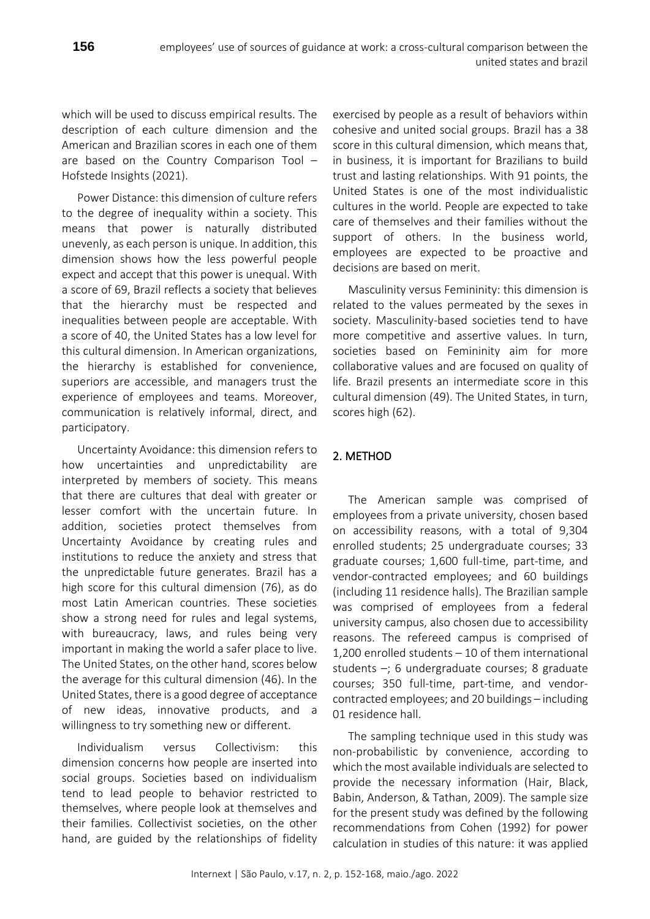which will be used to discuss empirical results. The description of each culture dimension and the American and Brazilian scores in each one of them are based on the Country Comparison Tool – Hofstede Insights (2021).

Power Distance: this dimension of culture refers to the degree of inequality within a society. This means that power is naturally distributed unevenly, as each person is unique. In addition, this dimension shows how the less powerful people expect and accept that this power is unequal. With a score of 69, Brazil reflects a society that believes that the hierarchy must be respected and inequalities between people are acceptable. With a score of 40, the United States has a low level for this cultural dimension. In American organizations, the hierarchy is established for convenience, superiors are accessible, and managers trust the experience of employees and teams. Moreover, communication is relatively informal, direct, and participatory.

Uncertainty Avoidance: this dimension refers to how uncertainties and unpredictability are interpreted by members of society. This means that there are cultures that deal with greater or lesser comfort with the uncertain future. In addition, societies protect themselves from Uncertainty Avoidance by creating rules and institutions to reduce the anxiety and stress that the unpredictable future generates. Brazil has a high score for this cultural dimension (76), as do most Latin American countries. These societies show a strong need for rules and legal systems, with bureaucracy, laws, and rules being very important in making the world a safer place to live. The United States, on the other hand, scores below the average for this cultural dimension (46). In the United States, there is a good degree of acceptance of new ideas, innovative products, and a willingness to try something new or different.

Individualism versus Collectivism: this dimension concerns how people are inserted into social groups. Societies based on individualism tend to lead people to behavior restricted to themselves, where people look at themselves and their families. Collectivist societies, on the other hand, are guided by the relationships of fidelity exercised by people as a result of behaviors within cohesive and united social groups. Brazil has a 38 score in this cultural dimension, which means that, in business, it is important for Brazilians to build trust and lasting relationships. With 91 points, the United States is one of the most individualistic cultures in the world. People are expected to take care of themselves and their families without the support of others. In the business world, employees are expected to be proactive and decisions are based on merit.

Masculinity versus Femininity: this dimension is related to the values permeated by the sexes in society. Masculinity-based societies tend to have more competitive and assertive values. In turn, societies based on Femininity aim for more collaborative values and are focused on quality of life. Brazil presents an intermediate score in this cultural dimension (49). The United States, in turn, scores high (62).

## 2. METHOD

The American sample was comprised of employees from a private university, chosen based on accessibility reasons, with a total of 9,304 enrolled students; 25 undergraduate courses; 33 graduate courses; 1,600 full-time, part-time, and vendor-contracted employees; and 60 buildings (including 11 residence halls). The Brazilian sample was comprised of employees from a federal university campus, also chosen due to accessibility reasons. The refereed campus is comprised of 1,200 enrolled students – 10 of them international students –; 6 undergraduate courses; 8 graduate courses; 350 full-time, part-time, and vendor-contracted employees; and 20 buildings – including 01 residence hall.

The sampling technique used in this study was non-probabilistic by convenience, according to which the most available individuals are selected to provide the necessary information (Hair, Black, Babin, Anderson, & Tathan, 2009). The sample size for the present study was defined by the following recommendations from Cohen (1992) for power calculation in studies of this nature: it was applied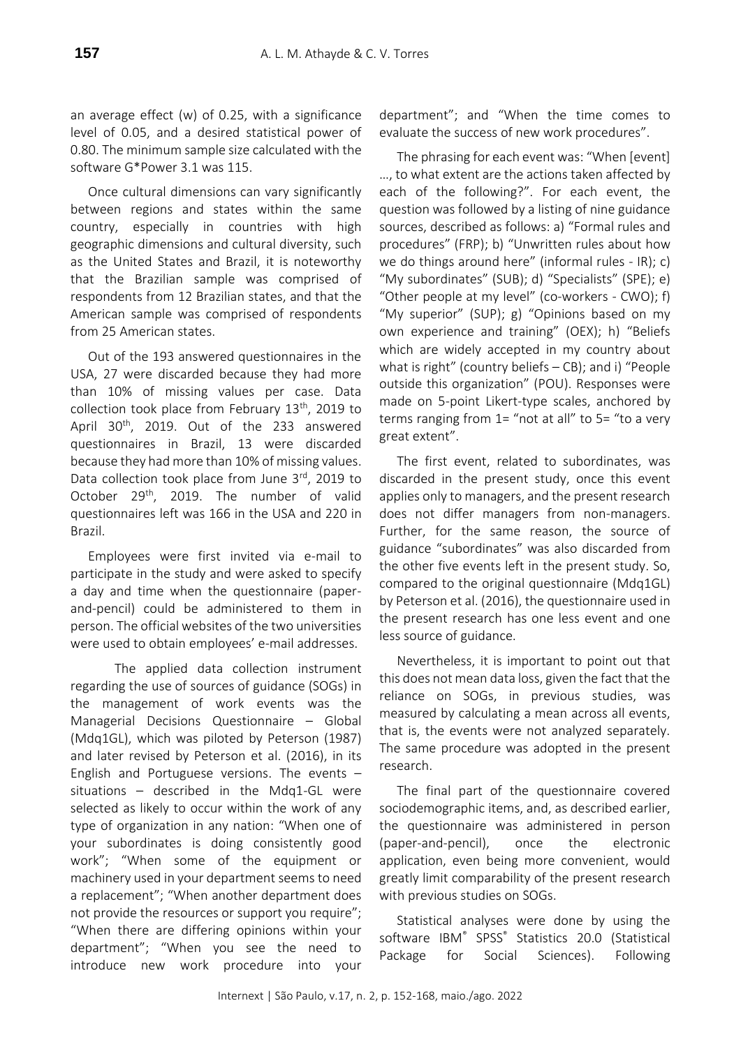an average effect (w) of 0.25, with a significance level of 0.05, and a desired statistical power of 0.80. The minimum sample size calculated with the software G*Power 3.1 was 115.

Once cultural dimensions can vary significantly between regions and states within the same country, especially in countries with high geographic dimensions and cultural diversity, such as the United States and Brazil, it is noteworthy that the Brazilian sample was comprised of respondents from 12 Brazilian states, and that the American sample was comprised of respondents from 25 American states.

Out of the 193 answered questionnaires in the USA, 27 were discarded because they had more than 10% of missing values per case. Data collection took place from February 13th, 2019 to April 30th, 2019. Out of the 233 answered questionnaires in Brazil, 13 were discarded because they had more than 10% of missing values. Data collection took place from June 3rd, 2019 to October 29th, 2019. The number of valid questionnaires left was 166 in the USA and 220 in Brazil.

Employees were first invited via e-mail to participate in the study and were asked to specify a day and time when the questionnaire (paper-and-pencil) could be administered to them in person. The official websites of the two universities were used to obtain employees' e-mail addresses.

The applied data collection instrument regarding the use of sources of guidance (SOGs) in the management of work events was the Managerial Decisions Questionnaire – Global (Mdq1GL), which was piloted by Peterson (1987) and later revised by Peterson et al. (2016), in its English and Portuguese versions. The events – situations – described in the Mdq1-GL were selected as likely to occur within the work of any type of organization in any nation: "When one of your subordinates is doing consistently good work"; "When some of the equipment or machinery used in your department seems to need a replacement"; "When another department does not provide the resources or support you require"; "When there are differing opinions within your department"; "When you see the need to introduce new work procedure into your department"; and "When the time comes to evaluate the success of new work procedures".

The phrasing for each event was: "When [event] ..., to what extent are the actions taken affected by each of the following?". For each event, the question was followed by a listing of nine guidance sources, described as follows: a) "Formal rules and procedures" (FRP); b) "Unwritten rules about how we do things around here" (informal rules - IR); c) "My subordinates" (SUB); d) "Specialists" (SPE); e) "Other people at my level" (co-workers - CWO); f) "My superior" (SUP); g) "Opinions based on my own experience and training" (OEX); h) "Beliefs which are widely accepted in my country about what is right" (country beliefs – CB); and i) "People outside this organization" (POU). Responses were made on 5-point Likert-type scales, anchored by terms ranging from 1= "not at all" to 5= "to a very great extent".

The first event, related to subordinates, was discarded in the present study, once this event applies only to managers, and the present research does not differ managers from non-managers. Further, for the same reason, the source of guidance "subordinates" was also discarded from the other five events left in the present study. So, compared to the original questionnaire (Mdq1GL) by Peterson et al. (2016), the questionnaire used in the present research has one less event and one less source of guidance.

Nevertheless, it is important to point out that this does not mean data loss, given the fact that the reliance on SOGs, in previous studies, was measured by calculating a mean across all events, that is, the events were not analyzed separately. The same procedure was adopted in the present research.

The final part of the questionnaire covered sociodemographic items, and, as described earlier, the questionnaire was administered in person (paper-and-pencil), once the electronic application, even being more convenient, would greatly limit comparability of the present research with previous studies on SOGs.

Statistical analyses were done by using the software IBM® SPSS® Statistics 20.0 (Statistical Package for Social Sciences). Following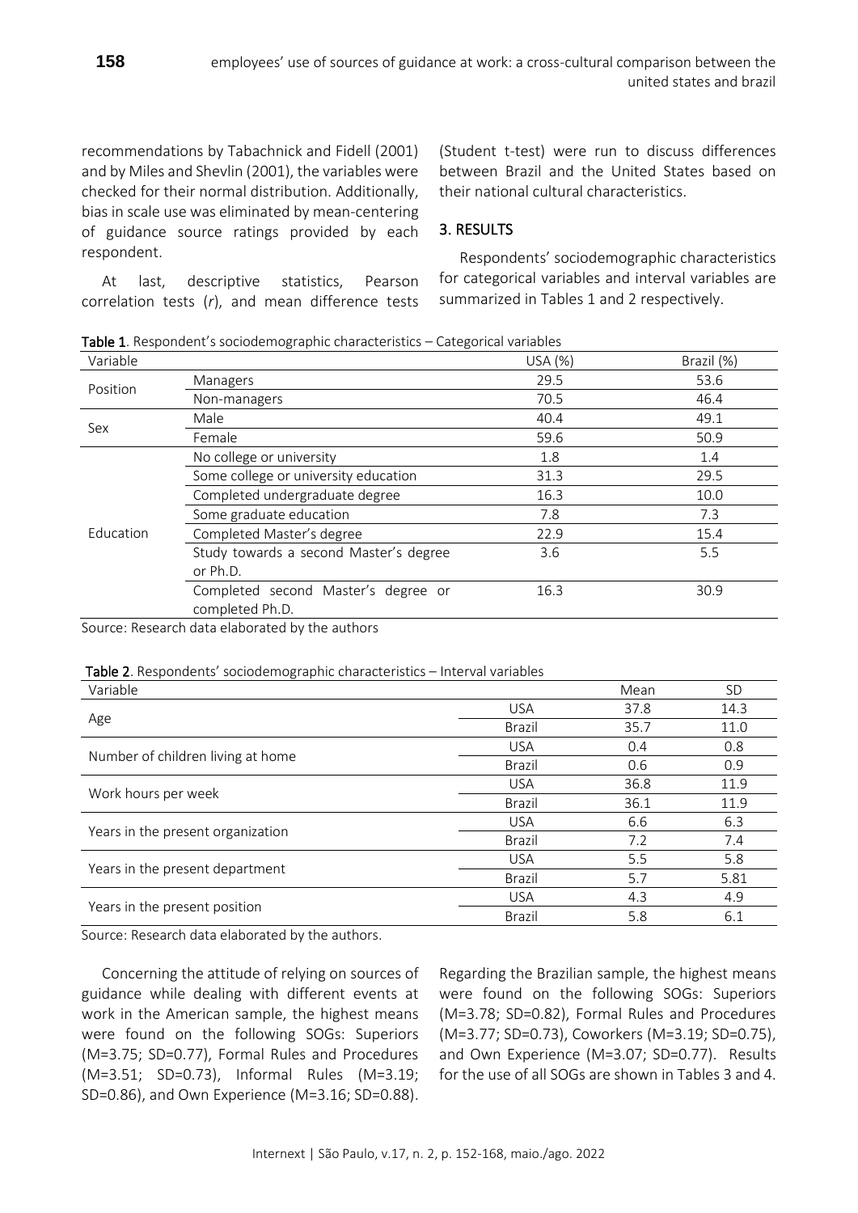recommendations by Tabachnick and Fidell (2001) and by Miles and Shevlin (2001), the variables were checked for their normal distribution. Additionally, bias in scale use was eliminated by mean-centering of guidance source ratings provided by each respondent.

At last, descriptive statistics, Pearson correlation tests ($r$), and mean difference tests (Student t-test) were run to discuss differences between Brazil and the United States based on their national cultural characteristics.

## 3. RESULTS

Respondents' sociodemographic characteristics for categorical variables and interval variables are summarized in Tables 1 and 2 respectively.

**Table 1**. Respondent's sociodemographic characteristics – Categorical variables

| Variable | | USA (%) | Brazil (%) |
|---|---|---|---|
| Position | Managers | 29.5 | 53.6 |
| | Non-managers | 70.5 | 46.4 |
| Sex | Male | 40.4 | 49.1 |
| | Female | 59.6 | 50.9 |
| Education | No college or university | 1.8 | 1.4 |
| | Some college or university education | 31.3 | 29.5 |
| | Completed undergraduate degree | 16.3 | 10.0 |
| | Some graduate education | 7.8 | 7.3 |
| | Completed Master's degree | 22.9 | 15.4 |
| | Study towards a second Master's degree or Ph.D. | 3.6 | 5.5 |
| | Completed second Master's degree or completed Ph.D. | 16.3 | 30.9 |

Source: Research data elaborated by the authors

**Table 2**. Respondents' sociodemographic characteristics – Interval variables

| Variable | | Mean | SD |
|---|---|---|---|
| Age | USA | 37.8 | 14.3 |
| | Brazil | 35.7 | 11.0 |
| Number of children living at home | USA | 0.4 | 0.8 |
| | Brazil | 0.6 | 0.9 |
| Work hours per week | USA | 36.8 | 11.9 |
| | Brazil | 36.1 | 11.9 |
| Years in the present organization | USA | 6.6 | 6.3 |
| | Brazil | 7.2 | 7.4 |
| Years in the present department | USA | 5.5 | 5.8 |
| | Brazil | 5.7 | 5.81 |
| Years in the present position | USA | 4.3 | 4.9 |
| | Brazil | 5.8 | 6.1 |

Source: Research data elaborated by the authors.

Concerning the attitude of relying on sources of guidance while dealing with different events at work in the American sample, the highest means were found on the following SOGs: Superiors (M=3.75; SD=0.77), Formal Rules and Procedures (M=3.51; SD=0.73), Informal Rules (M=3.19; SD=0.86), and Own Experience (M=3.16; SD=0.88). Regarding the Brazilian sample, the highest means were found on the following SOGs: Superiors (M=3.78; SD=0.82), Formal Rules and Procedures (M=3.77; SD=0.73), Coworkers (M=3.19; SD=0.75), and Own Experience (M=3.07; SD=0.77). Results for the use of all SOGs are shown in Tables 3 and 4.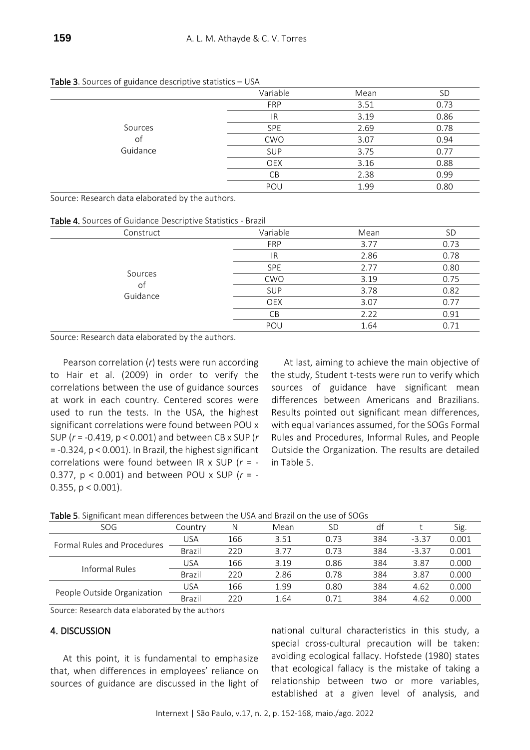**Table 3**. Sources of guidance descriptive statistics – USA

| | Variable | Mean | SD |
|---|---|---|---|
| Sources of Guidance | FRP | 3.51 | 0.73 |
| | IR | 3.19 | 0.86 |
| | SPE | 2.69 | 0.78 |
| | CWO | 3.07 | 0.94 |
| | SUP | 3.75 | 0.77 |
| | OEX | 3.16 | 0.88 |
| | CB | 2.38 | 0.99 |
| | POU | 1.99 | 0.80 |

Source: Research data elaborated by the authors.

**Table 4.** Sources of Guidance Descriptive Statistics - Brazil

| Construct | Variable | Mean | SD |
|---|---|---|---|
| Sources of Guidance | FRP | 3.77 | 0.73 |
| | IR | 2.86 | 0.78 |
| | SPE | 2.77 | 0.80 |
| | CWO | 3.19 | 0.75 |
| | SUP | 3.78 | 0.82 |
| | OEX | 3.07 | 0.77 |
| | CB | 2.22 | 0.91 |
| | POU | 1.64 | 0.71 |

Source: Research data elaborated by the authors.

Pearson correlation (*r*) tests were run according to Hair et al. (2009) in order to verify the correlations between the use of guidance sources at work in each country. Centered scores were used to run the tests. In the USA, the highest significant correlations were found between POU x SUP ($r = -0.419$, $p < 0.001$) and between CB x SUP ($r = -0.324$, $p < 0.001$). In Brazil, the highest significant correlations were found between IR x SUP ($r = -0.377$, $p < 0.001$) and between POU x SUP ($r = -0.355$, $p < 0.001$).

At last, aiming to achieve the main objective of the study, Student t-tests were run to verify which sources of guidance have significant mean differences between Americans and Brazilians. Results pointed out significant mean differences, with equal variances assumed, for the SOGs Formal Rules and Procedures, Informal Rules, and People Outside the Organization. The results are detailed in Table 5.

**Table 5**. Significant mean differences between the USA and Brazil on the use of SOGs

| SOG | Country | N | Mean | SD | df | t | Sig. |
|---|---|---|---|---|---|---|---|
| Formal Rules and Procedures | USA | 166 | 3.51 | 0.73 | 384 | -3.37 | 0.001 |
| | Brazil | 220 | 3.77 | 0.73 | 384 | -3.37 | 0.001 |
| Informal Rules | USA | 166 | 3.19 | 0.86 | 384 | 3.87 | 0.000 |
| | Brazil | 220 | 2.86 | 0.78 | 384 | 3.87 | 0.000 |
| People Outside Organization | USA | 166 | 1.99 | 0.80 | 384 | 4.62 | 0.000 |
| | Brazil | 220 | 1.64 | 0.71 | 384 | 4.62 | 0.000 |

Source: Research data elaborated by the authors

## 4. DISCUSSION

At this point, it is fundamental to emphasize that, when differences in employees' reliance on sources of guidance are discussed in the light of national cultural characteristics in this study, a special cross-cultural precaution will be taken: avoiding ecological fallacy. Hofstede (1980) states that ecological fallacy is the mistake of taking a relationship between two or more variables, established at a given level of analysis, and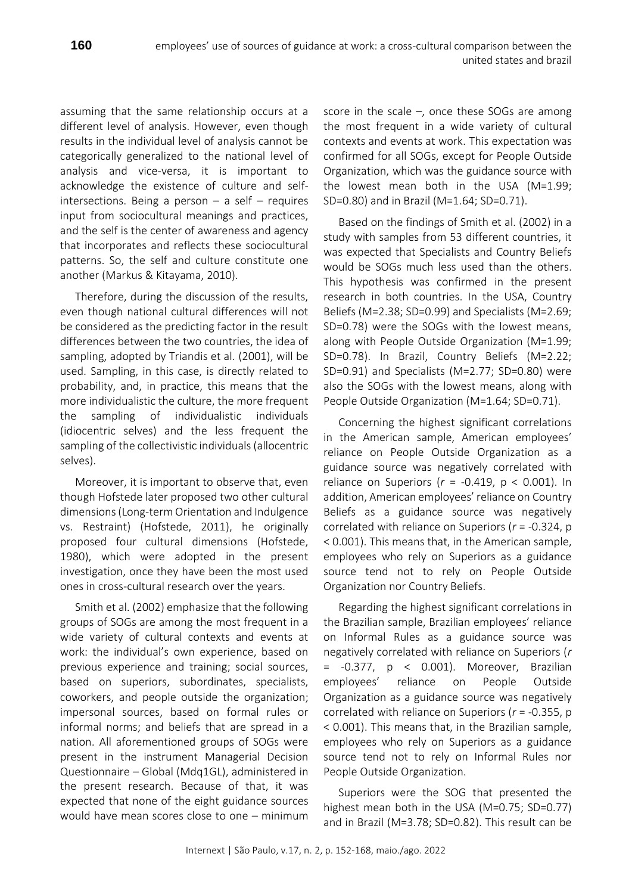assuming that the same relationship occurs at a different level of analysis. However, even though results in the individual level of analysis cannot be categorically generalized to the national level of analysis and vice-versa, it is important to acknowledge the existence of culture and self-intersections. Being a person – a self – requires input from sociocultural meanings and practices, and the self is the center of awareness and agency that incorporates and reflects these sociocultural patterns. So, the self and culture constitute one another (Markus & Kitayama, 2010).

Therefore, during the discussion of the results, even though national cultural differences will not be considered as the predicting factor in the result differences between the two countries, the idea of sampling, adopted by Triandis et al. (2001), will be used. Sampling, in this case, is directly related to probability, and, in practice, this means that the more individualistic the culture, the more frequent the sampling of individualistic individuals (idiocentric selves) and the less frequent the sampling of the collectivistic individuals (allocentric selves).

Moreover, it is important to observe that, even though Hofstede later proposed two other cultural dimensions (Long-term Orientation and Indulgence vs. Restraint) (Hofstede, 2011), he originally proposed four cultural dimensions (Hofstede, 1980), which were adopted in the present investigation, once they have been the most used ones in cross-cultural research over the years.

Smith et al. (2002) emphasize that the following groups of SOGs are among the most frequent in a wide variety of cultural contexts and events at work: the individual's own experience, based on previous experience and training; social sources, based on superiors, subordinates, specialists, coworkers, and people outside the organization; impersonal sources, based on formal rules or informal norms; and beliefs that are spread in a nation. All aforementioned groups of SOGs were present in the instrument Managerial Decision Questionnaire – Global (Mdq1GL), administered in the present research. Because of that, it was expected that none of the eight guidance sources would have mean scores close to one – minimum score in the scale –, once these SOGs are among the most frequent in a wide variety of cultural contexts and events at work. This expectation was confirmed for all SOGs, except for People Outside Organization, which was the guidance source with the lowest mean both in the USA (M=1.99; SD=0.80) and in Brazil (M=1.64; SD=0.71).

Based on the findings of Smith et al. (2002) in a study with samples from 53 different countries, it was expected that Specialists and Country Beliefs would be SOGs much less used than the others. This hypothesis was confirmed in the present research in both countries. In the USA, Country Beliefs (M=2.38; SD=0.99) and Specialists (M=2.69; SD=0.78) were the SOGs with the lowest means, along with People Outside Organization (M=1.99; SD=0.78). In Brazil, Country Beliefs (M=2.22; SD=0.91) and Specialists (M=2.77; SD=0.80) were also the SOGs with the lowest means, along with People Outside Organization (M=1.64; SD=0.71).

Concerning the highest significant correlations in the American sample, American employees' reliance on People Outside Organization as a guidance source was negatively correlated with reliance on Superiors ($r$ = -0.419, $p < 0.001$). In addition, American employees' reliance on Country Beliefs as a guidance source was negatively correlated with reliance on Superiors ($r$ = -0.324, $p < 0.001$). This means that, in the American sample, employees who rely on Superiors as a guidance source tend not to rely on People Outside Organization nor Country Beliefs.

Regarding the highest significant correlations in the Brazilian sample, Brazilian employees' reliance on Informal Rules as a guidance source was negatively correlated with reliance on Superiors ($r$ = -0.377, $p < 0.001$). Moreover, Brazilian employees' reliance on People Outside Organization as a guidance source was negatively correlated with reliance on Superiors ($r$ = -0.355, $p < 0.001$). This means that, in the Brazilian sample, employees who rely on Superiors as a guidance source tend not to rely on Informal Rules nor People Outside Organization.

Superiors were the SOG that presented the highest mean both in the USA (M=0.75; SD=0.77) and in Brazil (M=3.78; SD=0.82). This result can be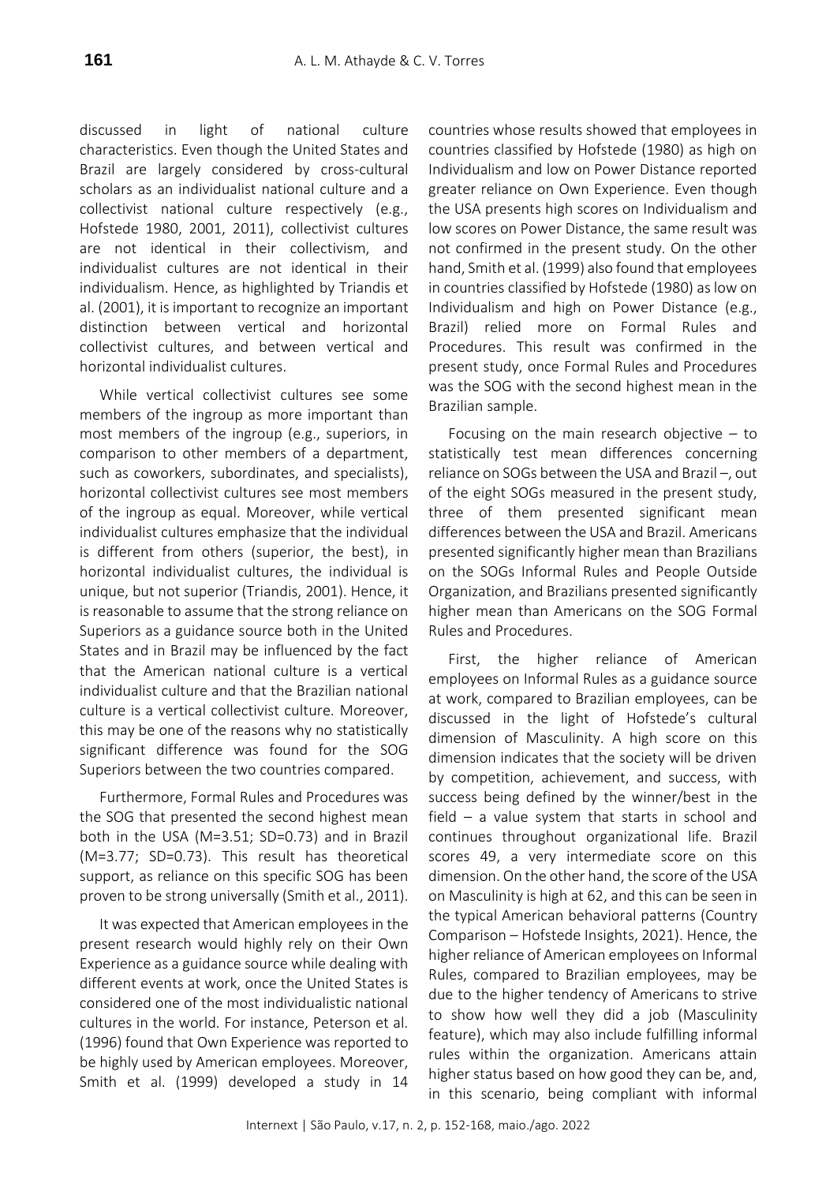discussed in light of national culture characteristics. Even though the United States and Brazil are largely considered by cross-cultural scholars as an individualist national culture and a collectivist national culture respectively (e.g., Hofstede 1980, 2001, 2011), collectivist cultures are not identical in their collectivism, and individualist cultures are not identical in their individualism. Hence, as highlighted by Triandis et al. (2001), it is important to recognize an important distinction between vertical and horizontal collectivist cultures, and between vertical and horizontal individualist cultures.

While vertical collectivist cultures see some members of the ingroup as more important than most members of the ingroup (e.g., superiors, in comparison to other members of a department, such as coworkers, subordinates, and specialists), horizontal collectivist cultures see most members of the ingroup as equal. Moreover, while vertical individualist cultures emphasize that the individual is different from others (superior, the best), in horizontal individualist cultures, the individual is unique, but not superior (Triandis, 2001). Hence, it is reasonable to assume that the strong reliance on Superiors as a guidance source both in the United States and in Brazil may be influenced by the fact that the American national culture is a vertical individualist culture and that the Brazilian national culture is a vertical collectivist culture. Moreover, this may be one of the reasons why no statistically significant difference was found for the SOG Superiors between the two countries compared.

Furthermore, Formal Rules and Procedures was the SOG that presented the second highest mean both in the USA (M=3.51; SD=0.73) and in Brazil (M=3.77; SD=0.73). This result has theoretical support, as reliance on this specific SOG has been proven to be strong universally (Smith et al., 2011).

It was expected that American employees in the present research would highly rely on their Own Experience as a guidance source while dealing with different events at work, once the United States is considered one of the most individualistic national cultures in the world. For instance, Peterson et al. (1996) found that Own Experience was reported to be highly used by American employees. Moreover, Smith et al. (1999) developed a study in 14 countries whose results showed that employees in countries classified by Hofstede (1980) as high on Individualism and low on Power Distance reported greater reliance on Own Experience. Even though the USA presents high scores on Individualism and low scores on Power Distance, the same result was not confirmed in the present study. On the other hand, Smith et al. (1999) also found that employees in countries classified by Hofstede (1980) as low on Individualism and high on Power Distance (e.g., Brazil) relied more on Formal Rules and Procedures. This result was confirmed in the present study, once Formal Rules and Procedures was the SOG with the second highest mean in the Brazilian sample.

Focusing on the main research objective – to statistically test mean differences concerning reliance on SOGs between the USA and Brazil –, out of the eight SOGs measured in the present study, three of them presented significant mean differences between the USA and Brazil. Americans presented significantly higher mean than Brazilians on the SOGs Informal Rules and People Outside Organization, and Brazilians presented significantly higher mean than Americans on the SOG Formal Rules and Procedures.

First, the higher reliance of American employees on Informal Rules as a guidance source at work, compared to Brazilian employees, can be discussed in the light of Hofstede's cultural dimension of Masculinity. A high score on this dimension indicates that the society will be driven by competition, achievement, and success, with success being defined by the winner/best in the field – a value system that starts in school and continues throughout organizational life. Brazil scores 49, a very intermediate score on this dimension. On the other hand, the score of the USA on Masculinity is high at 62, and this can be seen in the typical American behavioral patterns (Country Comparison – Hofstede Insights, 2021). Hence, the higher reliance of American employees on Informal Rules, compared to Brazilian employees, may be due to the higher tendency of Americans to strive to show how well they did a job (Masculinity feature), which may also include fulfilling informal rules within the organization. Americans attain higher status based on how good they can be, and, in this scenario, being compliant with informal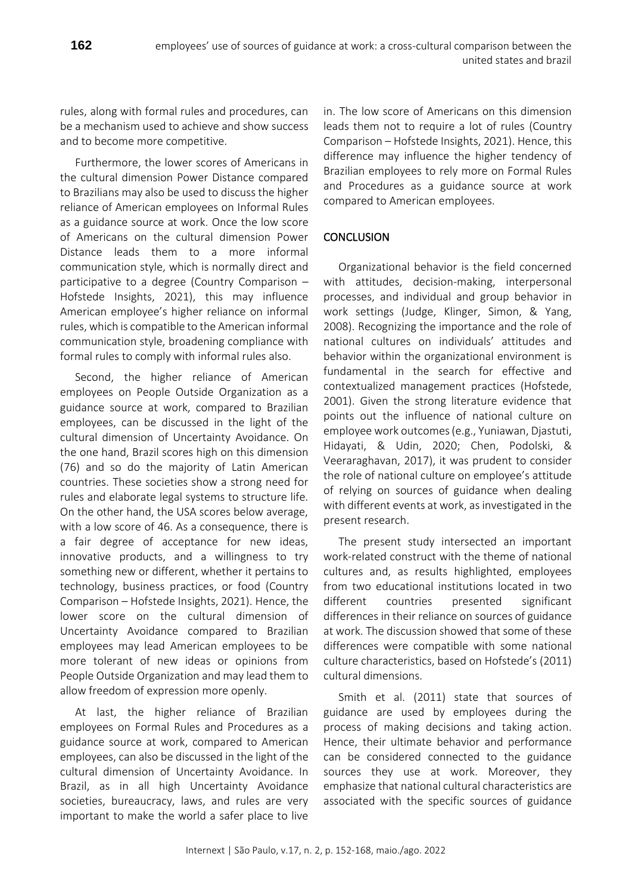rules, along with formal rules and procedures, can be a mechanism used to achieve and show success and to become more competitive.

Furthermore, the lower scores of Americans in the cultural dimension Power Distance compared to Brazilians may also be used to discuss the higher reliance of American employees on Informal Rules as a guidance source at work. Once the low score of Americans on the cultural dimension Power Distance leads them to a more informal communication style, which is normally direct and participative to a degree (Country Comparison – Hofstede Insights, 2021), this may influence American employee's higher reliance on informal rules, which is compatible to the American informal communication style, broadening compliance with formal rules to comply with informal rules also.

Second, the higher reliance of American employees on People Outside Organization as a guidance source at work, compared to Brazilian employees, can be discussed in the light of the cultural dimension of Uncertainty Avoidance. On the one hand, Brazil scores high on this dimension (76) and so do the majority of Latin American countries. These societies show a strong need for rules and elaborate legal systems to structure life. On the other hand, the USA scores below average, with a low score of 46. As a consequence, there is a fair degree of acceptance for new ideas, innovative products, and a willingness to try something new or different, whether it pertains to technology, business practices, or food (Country Comparison – Hofstede Insights, 2021). Hence, the lower score on the cultural dimension of Uncertainty Avoidance compared to Brazilian employees may lead American employees to be more tolerant of new ideas or opinions from People Outside Organization and may lead them to allow freedom of expression more openly.

At last, the higher reliance of Brazilian employees on Formal Rules and Procedures as a guidance source at work, compared to American employees, can also be discussed in the light of the cultural dimension of Uncertainty Avoidance. In Brazil, as in all high Uncertainty Avoidance societies, bureaucracy, laws, and rules are very important to make the world a safer place to live in. The low score of Americans on this dimension leads them not to require a lot of rules (Country Comparison – Hofstede Insights, 2021). Hence, this difference may influence the higher tendency of Brazilian employees to rely more on Formal Rules and Procedures as a guidance source at work compared to American employees.

## CONCLUSION

Organizational behavior is the field concerned with attitudes, decision-making, interpersonal processes, and individual and group behavior in work settings (Judge, Klinger, Simon, & Yang, 2008). Recognizing the importance and the role of national cultures on individuals' attitudes and behavior within the organizational environment is fundamental in the search for effective and contextualized management practices (Hofstede, 2001). Given the strong literature evidence that points out the influence of national culture on employee work outcomes (e.g., Yuniawan, Djastuti, Hidayati, & Udin, 2020; Chen, Podolski, & Veeraraghavan, 2017), it was prudent to consider the role of national culture on employee's attitude of relying on sources of guidance when dealing with different events at work, as investigated in the present research.

The present study intersected an important work-related construct with the theme of national cultures and, as results highlighted, employees from two educational institutions located in two different countries presented significant differences in their reliance on sources of guidance at work. The discussion showed that some of these differences were compatible with some national culture characteristics, based on Hofstede's (2011) cultural dimensions.

Smith et al. (2011) state that sources of guidance are used by employees during the process of making decisions and taking action. Hence, their ultimate behavior and performance can be considered connected to the guidance sources they use at work. Moreover, they emphasize that national cultural characteristics are associated with the specific sources of guidance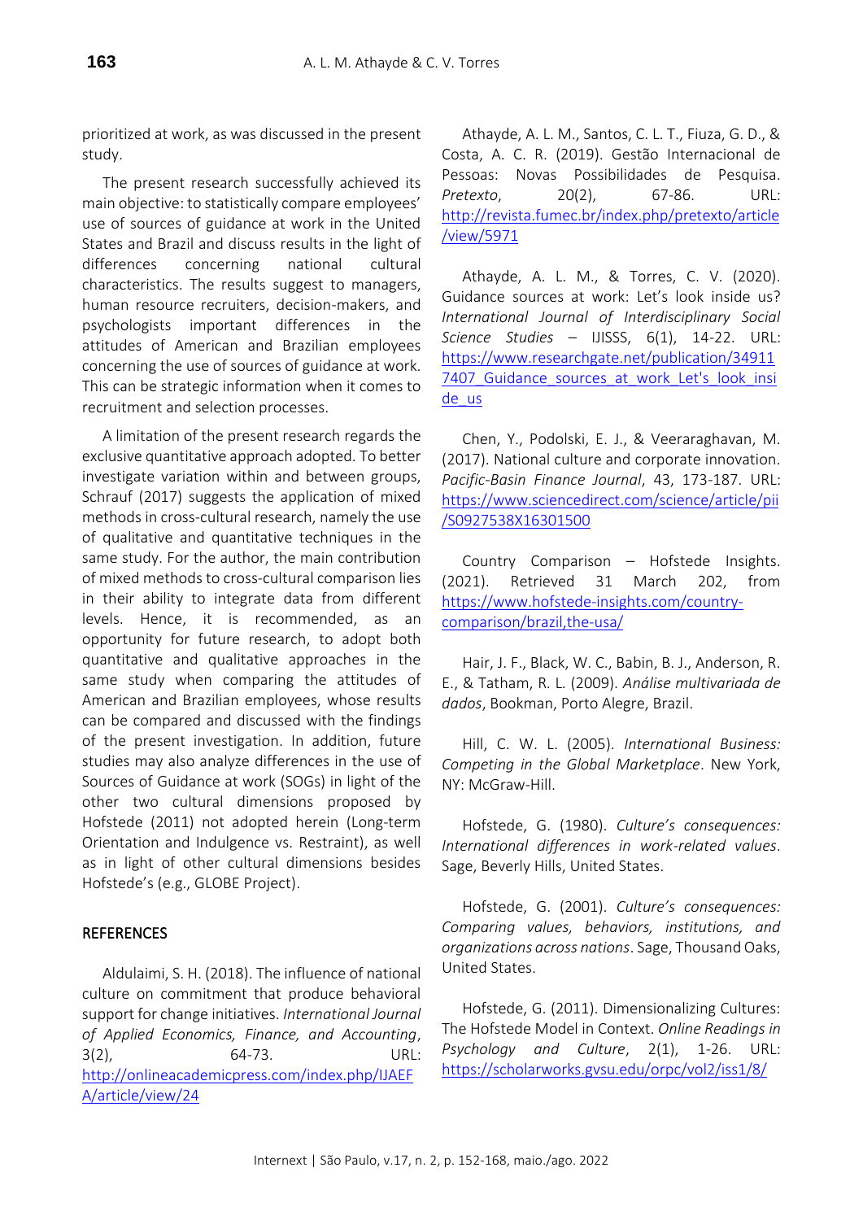prioritized at work, as was discussed in the present study.

The present research successfully achieved its main objective: to statistically compare employees' use of sources of guidance at work in the United States and Brazil and discuss results in the light of differences concerning national cultural characteristics. The results suggest to managers, human resource recruiters, decision-makers, and psychologists important differences in the attitudes of American and Brazilian employees concerning the use of sources of guidance at work. This can be strategic information when it comes to recruitment and selection processes.

A limitation of the present research regards the exclusive quantitative approach adopted. To better investigate variation within and between groups, Schrauf (2017) suggests the application of mixed methods in cross-cultural research, namely the use of qualitative and quantitative techniques in the same study. For the author, the main contribution of mixed methods to cross-cultural comparison lies in their ability to integrate data from different levels. Hence, it is recommended, as an opportunity for future research, to adopt both quantitative and qualitative approaches in the same study when comparing the attitudes of American and Brazilian employees, whose results can be compared and discussed with the findings of the present investigation. In addition, future studies may also analyze differences in the use of Sources of Guidance at work (SOGs) in light of the other two cultural dimensions proposed by Hofstede (2011) not adopted herein (Long-term Orientation and Indulgence vs. Restraint), as well as in light of other cultural dimensions besides Hofstede's (e.g., GLOBE Project).

## REFERENCES

Aldulaimi, S. H. (2018). The influence of national culture on commitment that produce behavioral support for change initiatives. *International Journal of Applied Economics, Finance, and Accounting*, 3(2), 64-73. URL: http://onlineacademicpress.com/index.php/IJAEFA/article/view/24

Athayde, A. L. M., Santos, C. L. T., Fiuza, G. D., & Costa, A. C. R. (2019). Gestão Internacional de Pessoas: Novas Possibilidades de Pesquisa. *Pretexto*, 20(2), 67-86. URL: http://revista.fumec.br/index.php/pretexto/article/view/5971

Athayde, A. L. M., & Torres, C. V. (2020). Guidance sources at work: Let's look inside us? *International Journal of Interdisciplinary Social Science Studies* – IJISSS, 6(1), 14-22. URL: https://www.researchgate.net/publication/349117407_Guidance_sources_at_work_Let's_look_inside_us

Chen, Y., Podolski, E. J., & Veeraraghavan, M. (2017). National culture and corporate innovation. *Pacific-Basin Finance Journal*, 43, 173-187. URL: https://www.sciencedirect.com/science/article/pii/S0927538X16301500

Country Comparison – Hofstede Insights. (2021). Retrieved 31 March 202, from https://www.hofstede-insights.com/country-comparison/brazil,the-usa/

Hair, J. F., Black, W. C., Babin, B. J., Anderson, R. E., & Tatham, R. L. (2009). *Análise multivariada de dados*, Bookman, Porto Alegre, Brazil.

Hill, C. W. L. (2005). *International Business: Competing in the Global Marketplace*. New York, NY: McGraw-Hill.

Hofstede, G. (1980). *Culture's consequences: International differences in work-related values*. Sage, Beverly Hills, United States.

Hofstede, G. (2001). *Culture's consequences: Comparing values, behaviors, institutions, and organizations across nations*. Sage, Thousand Oaks, United States.

Hofstede, G. (2011). Dimensionalizing Cultures: The Hofstede Model in Context. *Online Readings in Psychology and Culture*, 2(1), 1-26. URL: https://scholarworks.gvsu.edu/orpc/vol2/iss1/8/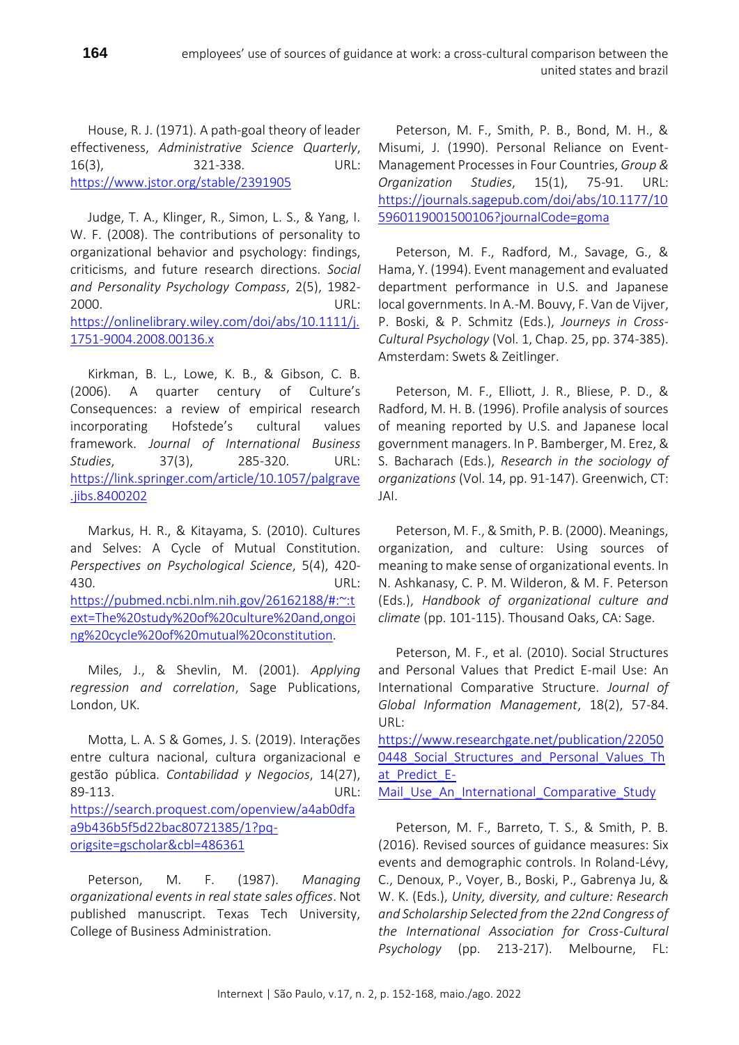House, R. J. (1971). A path-goal theory of leader effectiveness, *Administrative Science Quarterly*, 16(3), 321-338. URL: https://www.jstor.org/stable/2391905

Judge, T. A., Klinger, R., Simon, L. S., & Yang, I. W. F. (2008). The contributions of personality to organizational behavior and psychology: findings, criticisms, and future research directions. *Social and Personality Psychology Compass*, 2(5), 1982-2000. URL: https://onlinelibrary.wiley.com/doi/abs/10.1111/j.1751-9004.2008.00136.x

Kirkman, B. L., Lowe, K. B., & Gibson, C. B. (2006). A quarter century of Culture's Consequences: a review of empirical research incorporating Hofstede's cultural values framework. *Journal of International Business Studies*, 37(3), 285-320. URL: https://link.springer.com/article/10.1057/palgrave.jibs.8400202

Markus, H. R., & Kitayama, S. (2010). Cultures and Selves: A Cycle of Mutual Constitution. *Perspectives on Psychological Science*, 5(4), 420-430. URL: https://pubmed.ncbi.nlm.nih.gov/26162188/#:~:text=The%20study%20of%20culture%20and,ongoing%20cycle%20of%20mutual%20constitution.

Miles, J., & Shevlin, M. (2001). *Applying regression and correlation*, Sage Publications, London, UK.

Motta, L. A. S & Gomes, J. S. (2019). Interações entre cultura nacional, cultura organizacional e gestão pública. *Contabilidad y Negocios*, 14(27), 89-113. URL: https://search.proquest.com/openview/a4ab0dfaa9b436b5f5d22bac80721385/1?pq-origsite=gscholar&cbl=486361

Peterson, M. F. (1987). *Managing organizational events in real state sales offices*. Not published manuscript. Texas Tech University, College of Business Administration.

Peterson, M. F., Smith, P. B., Bond, M. H., & Misumi, J. (1990). Personal Reliance on Event-Management Processes in Four Countries, *Group & Organization Studies*, 15(1), 75-91. URL: https://journals.sagepub.com/doi/abs/10.1177/105960119001500106?journalCode=goma

Peterson, M. F., Radford, M., Savage, G., & Hama, Y. (1994). Event management and evaluated department performance in U.S. and Japanese local governments. In A.-M. Bouvy, F. Van de Vijver, P. Boski, & P. Schmitz (Eds.), *Journeys in Cross-Cultural Psychology* (Vol. 1, Chap. 25, pp. 374-385). Amsterdam: Swets & Zeitlinger.

Peterson, M. F., Elliott, J. R., Bliese, P. D., & Radford, M. H. B. (1996). Profile analysis of sources of meaning reported by U.S. and Japanese local government managers. In P. Bamberger, M. Erez, & S. Bacharach (Eds.), *Research in the sociology of organizations* (Vol. 14, pp. 91-147). Greenwich, CT: JAI.

Peterson, M. F., & Smith, P. B. (2000). Meanings, organization, and culture: Using sources of meaning to make sense of organizational events. In N. Ashkanasy, C. P. M. Wilderon, & M. F. Peterson (Eds.), *Handbook of organizational culture and climate* (pp. 101-115). Thousand Oaks, CA: Sage.

Peterson, M. F., et al. (2010). Social Structures and Personal Values that Predict E-mail Use: An International Comparative Structure. *Journal of Global Information Management*, 18(2), 57-84. URL: https://www.researchgate.net/publication/220500448_Social_Structures_and_Personal_Values_That_Predict_E-Mail_Use_An_International_Comparative_Study

Peterson, M. F., Barreto, T. S., & Smith, P. B. (2016). Revised sources of guidance measures: Six events and demographic controls. In Roland-Lévy, C., Denoux, P., Voyer, B., Boski, P., Gabrenya Ju, & W. K. (Eds.), *Unity, diversity, and culture: Research and Scholarship Selected from the 22nd Congress of the International Association for Cross-Cultural Psychology* (pp. 213-217). Melbourne, FL: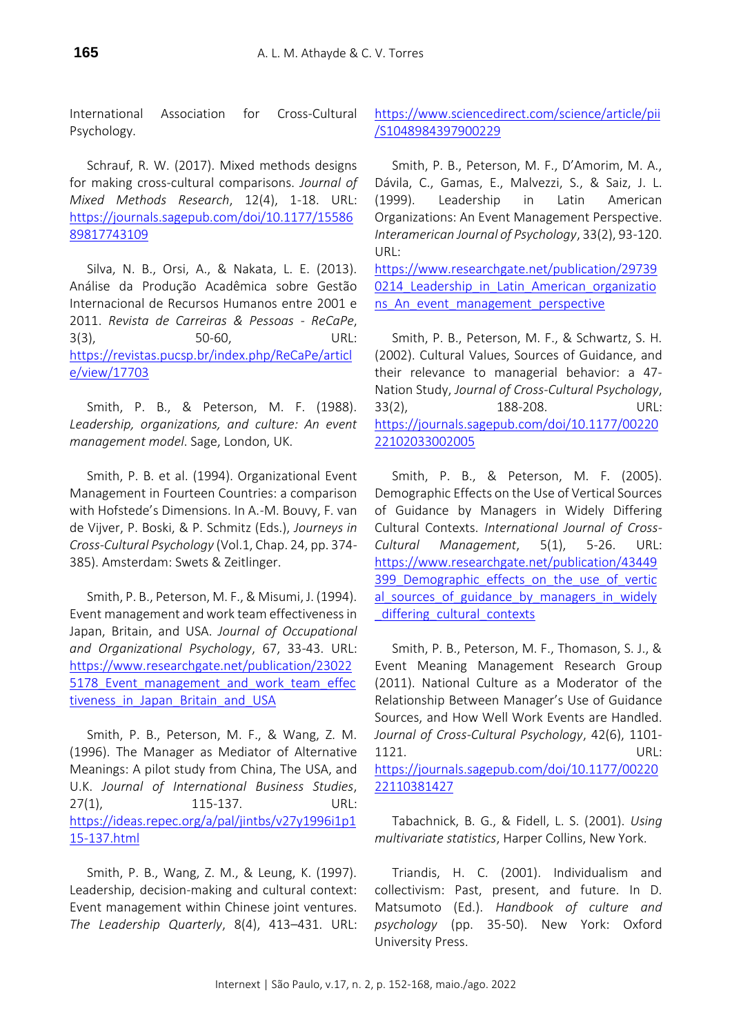International Association for Cross-Cultural Psychology.

Schrauf, R. W. (2017). Mixed methods designs for making cross-cultural comparisons. *Journal of Mixed Methods Research*, 12(4), 1-18. URL: https://journals.sagepub.com/doi/10.1177/1558689817743109

Silva, N. B., Orsi, A., & Nakata, L. E. (2013). Análise da Produção Acadêmica sobre Gestão Internacional de Recursos Humanos entre 2001 e 2011. *Revista de Carreiras & Pessoas - ReCaPe*, 3(3), 50-60, URL: https://revistas.pucsp.br/index.php/ReCaPe/article/view/17703

Smith, P. B., & Peterson, M. F. (1988). *Leadership, organizations, and culture: An event management model*. Sage, London, UK.

Smith, P. B. et al. (1994). Organizational Event Management in Fourteen Countries: a comparison with Hofstede's Dimensions. In A.-M. Bouvy, F. van de Vijver, P. Boski, & P. Schmitz (Eds.), *Journeys in Cross-Cultural Psychology* (Vol.1, Chap. 24, pp. 374-385). Amsterdam: Swets & Zeitlinger.

Smith, P. B., Peterson, M. F., & Misumi, J. (1994). Event management and work team effectiveness in Japan, Britain, and USA. *Journal of Occupational and Organizational Psychology*, 67, 33-43. URL: https://www.researchgate.net/publication/230225178_Event_management_and_work_team_effectiveness_in_Japan_Britain_and_USA

Smith, P. B., Peterson, M. F., & Wang, Z. M. (1996). The Manager as Mediator of Alternative Meanings: A pilot study from China, The USA, and U.K. *Journal of International Business Studies*, 27(1), 115-137. URL: https://ideas.repec.org/a/pal/jintbs/v27y1996i1p115-137.html

Smith, P. B., Wang, Z. M., & Leung, K. (1997). Leadership, decision-making and cultural context: Event management within Chinese joint ventures. *The Leadership Quarterly*, 8(4), 413–431. URL: https://www.sciencedirect.com/science/article/pii/S1048984397900229

Smith, P. B., Peterson, M. F., D'Amorim, M. A., Dávila, C., Gamas, E., Malvezzi, S., & Saiz, J. L. (1999). Leadership in Latin American Organizations: An Event Management Perspective. *Interamerican Journal of Psychology*, 33(2), 93-120. URL: https://www.researchgate.net/publication/297390214_Leadership_in_Latin_American_organizations_An_event_management_perspective

Smith, P. B., Peterson, M. F., & Schwartz, S. H. (2002). Cultural Values, Sources of Guidance, and their relevance to managerial behavior: a 47-Nation Study, *Journal of Cross-Cultural Psychology*, 33(2), 188-208. URL: https://journals.sagepub.com/doi/10.1177/0022022102033002005

Smith, P. B., & Peterson, M. F. (2005). Demographic Effects on the Use of Vertical Sources of Guidance by Managers in Widely Differing Cultural Contexts. *International Journal of Cross-Cultural Management*, 5(1), 5-26. URL: https://www.researchgate.net/publication/43449399_Demographic_effects_on_the_use_of_vertical_sources_of_guidance_by_managers_in_widely_differing_cultural_contexts

Smith, P. B., Peterson, M. F., Thomason, S. J., & Event Meaning Management Research Group (2011). National Culture as a Moderator of the Relationship Between Manager's Use of Guidance Sources, and How Well Work Events are Handled. *Journal of Cross-Cultural Psychology*, 42(6), 1101-1121. URL: https://journals.sagepub.com/doi/10.1177/0022022110381427

Tabachnick, B. G., & Fidell, L. S. (2001). *Using multivariate statistics*, Harper Collins, New York.

Triandis, H. C. (2001). Individualism and collectivism: Past, present, and future. In D. Matsumoto (Ed.). *Handbook of culture and psychology* (pp. 35-50). New York: Oxford University Press.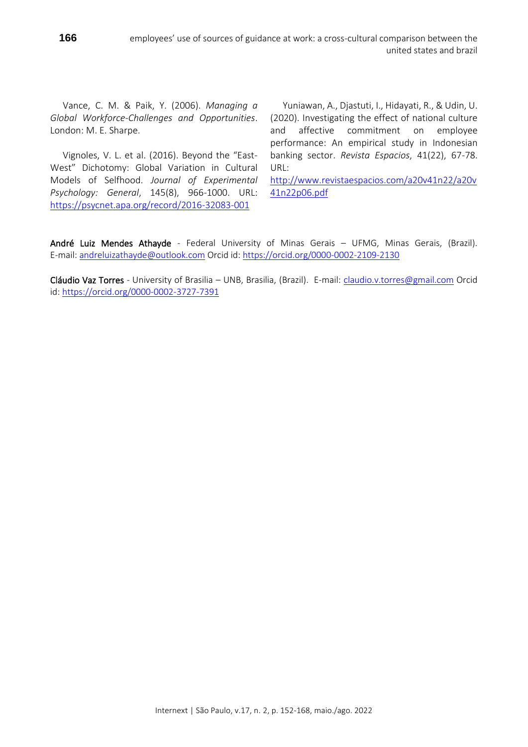Vance, C. M. & Paik, Y. (2006). *Managing a Global Workforce-Challenges and Opportunities*. London: M. E. Sharpe.

Vignoles, V. L. et al. (2016). Beyond the "East-West" Dichotomy: Global Variation in Cultural Models of Selfhood. *Journal of Experimental Psychology: General*, 145(8), 966-1000. URL: https://psycnet.apa.org/record/2016-32083-001

Yuniawan, A., Djastuti, I., Hidayati, R., & Udin, U. (2020). Investigating the effect of national culture and affective commitment on employee performance: An empirical study in Indonesian banking sector. *Revista Espacios*, 41(22), 67-78. URL: http://www.revistaespacios.com/a20v41n22/a20v41n22p06.pdf

**André Luiz Mendes Athayde** - Federal University of Minas Gerais – UFMG, Minas Gerais, (Brazil). E-mail: andreluizathayde@outlook.com Orcid id: https://orcid.org/0000-0002-2109-2130

**Cláudio Vaz Torres** - University of Brasilia – UNB, Brasilia, (Brazil). E-mail: claudio.v.torres@gmail.com Orcid id: https://orcid.org/0000-0002-3727-7391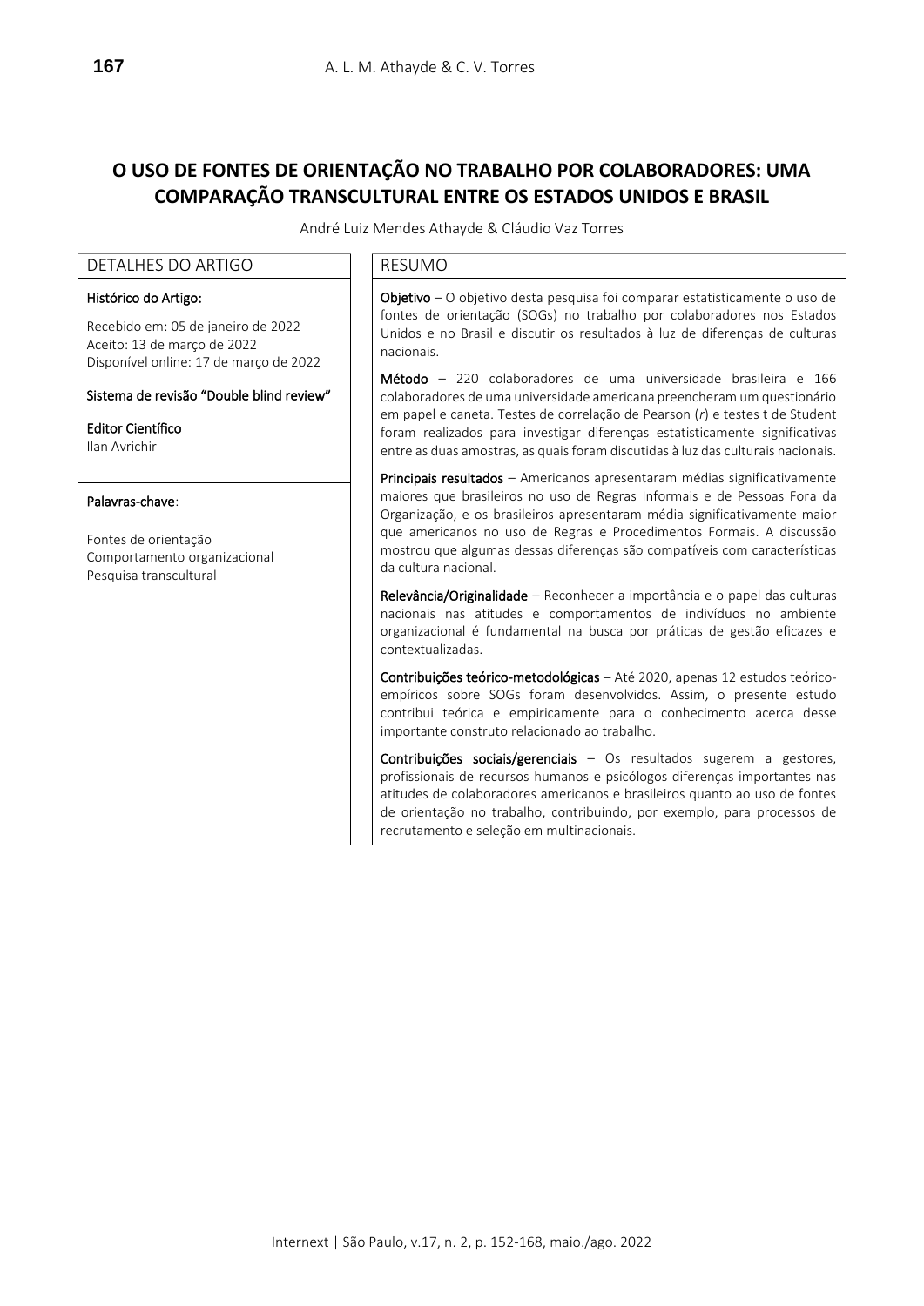# O USO DE FONTES DE ORIENTAÇÃO NO TRABALHO POR COLABORADORES: UMA COMPARAÇÃO TRANSCULTURAL ENTRE OS ESTADOS UNIDOS E BRASIL

André Luiz Mendes Athayde & Cláudio Vaz Torres

## DETALHES DO ARTIGO

**Histórico do Artigo:**

Recebido em: 05 de janeiro de 2022
Aceito: 13 de março de 2022
Disponível online: 17 de março de 2022

**Sistema de revisão "Double blind review"**

**Editor Científico**
Ilan Avrichir

**Palavras-chave**:

Fontes de orientação
Comportamento organizacional
Pesquisa transcultural

## RESUMO

**Objetivo** – O objetivo desta pesquisa foi comparar estatisticamente o uso de fontes de orientação (SOGs) no trabalho por colaboradores nos Estados Unidos e no Brasil e discutir os resultados à luz de diferenças de culturas nacionais.

**Método** – 220 colaboradores de uma universidade brasileira e 166 colaboradores de uma universidade americana preencheram um questionário em papel e caneta. Testes de correlação de Pearson (*r*) e testes t de Student foram realizados para investigar diferenças estatisticamente significativas entre as duas amostras, as quais foram discutidas à luz das culturais nacionais.

**Principais resultados** – Americanos apresentaram médias significativamente maiores que brasileiros no uso de Regras Informais e de Pessoas Fora da Organização, e os brasileiros apresentaram média significativamente maior que americanos no uso de Regras e Procedimentos Formais. A discussão mostrou que algumas dessas diferenças são compatíveis com características da cultura nacional.

**Relevância/Originalidade** – Reconhecer a importância e o papel das culturas nacionais nas atitudes e comportamentos de indivíduos no ambiente organizacional é fundamental na busca por práticas de gestão eficazes e contextualizadas.

**Contribuições teórico-metodológicas** – Até 2020, apenas 12 estudos teórico-empíricos sobre SOGs foram desenvolvidos. Assim, o presente estudo contribui teórica e empiricamente para o conhecimento acerca desse importante construto relacionado ao trabalho.

**Contribuições sociais/gerenciais** – Os resultados sugerem a gestores, profissionais de recursos humanos e psicólogos diferenças importantes nas atitudes de colaboradores americanos e brasileiros quanto ao uso de fontes de orientação no trabalho, contribuindo, por exemplo, para processos de recrutamento e seleção em multinacionais.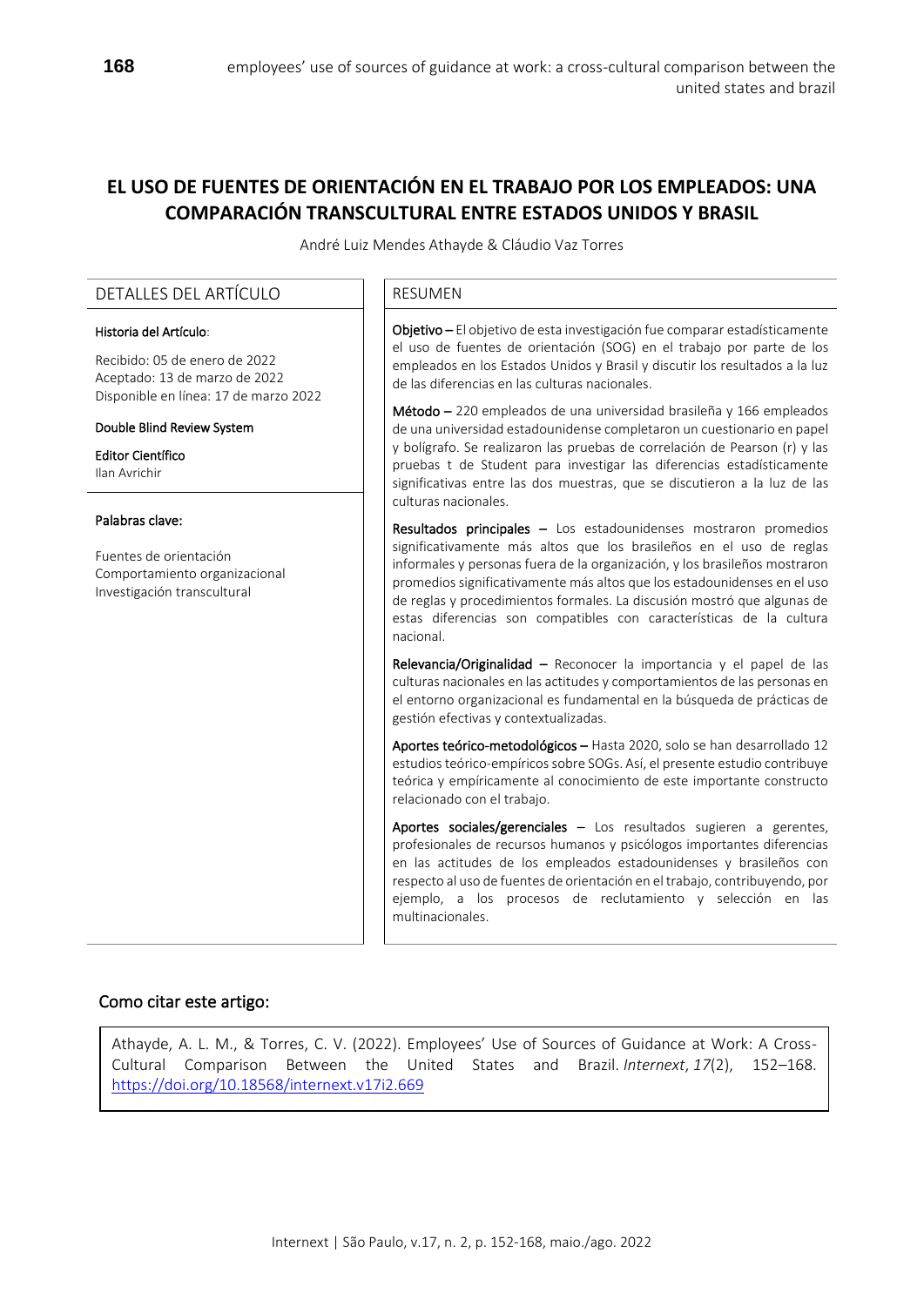# EL USO DE FUENTES DE ORIENTACIÓN EN EL TRABAJO POR LOS EMPLEADOS: UNA COMPARACIÓN TRANSCULTURAL ENTRE ESTADOS UNIDOS Y BRASIL

André Luiz Mendes Athayde & Cláudio Vaz Torres

## DETALLES DEL ARTÍCULO

**Historia del Artículo:**

Recibido: 05 de enero de 2022
Aceptado: 13 de marzo de 2022
Disponible en línea: 17 de marzo 2022

**Double Blind Review System**

**Editor Científico**
Ilan Avrichir

**Palabras clave:**

Fuentes de orientación
Comportamiento organizacional
Investigación transcultural

## RESUMEN

**Objetivo –** El objetivo de esta investigación fue comparar estadísticamente el uso de fuentes de orientación (SOG) en el trabajo por parte de los empleados en los Estados Unidos y Brasil y discutir los resultados a la luz de las diferencias en las culturas nacionales.

**Método –** 220 empleados de una universidad brasileña y 166 empleados de una universidad estadounidense completaron un cuestionario en papel y bolígrafo. Se realizaron las pruebas de correlación de Pearson (r) y las pruebas t de Student para investigar las diferencias estadísticamente significativas entre las dos muestras, que se discutieron a la luz de las culturas nacionales.

**Resultados principales –** Los estadounidenses mostraron promedios significativamente más altos que los brasileños en el uso de reglas informales y personas fuera de la organización, y los brasileños mostraron promedios significativamente más altos que los estadounidenses en el uso de reglas y procedimientos formales. La discusión mostró que algunas de estas diferencias son compatibles con características de la cultura nacional.

**Relevancia/Originalidad –** Reconocer la importancia y el papel de las culturas nacionales en las actitudes y comportamientos de las personas en el entorno organizacional es fundamental en la búsqueda de prácticas de gestión efectivas y contextualizadas.

**Aportes teórico-metodológicos –** Hasta 2020, solo se han desarrollado 12 estudios teórico-empíricos sobre SOGs. Así, el presente estudio contribuye teórica y empíricamente al conocimiento de este importante constructo relacionado con el trabajo.

**Aportes sociales/gerenciales –** Los resultados sugieren a gerentes, profesionales de recursos humanos y psicólogos importantes diferencias en las actitudes de los empleados estadounidenses y brasileños con respecto al uso de fuentes de orientación en el trabajo, contribuyendo, por ejemplo, a los procesos de reclutamiento y selección en las multinacionales.

## Como citar este artigo:

Athayde, A. L. M., & Torres, C. V. (2022). Employees' Use of Sources of Guidance at Work: A Cross-Cultural Comparison Between the United States and Brazil. *Internext*, *17*(2), 152–168. https://doi.org/10.18568/internext.v17i2.669